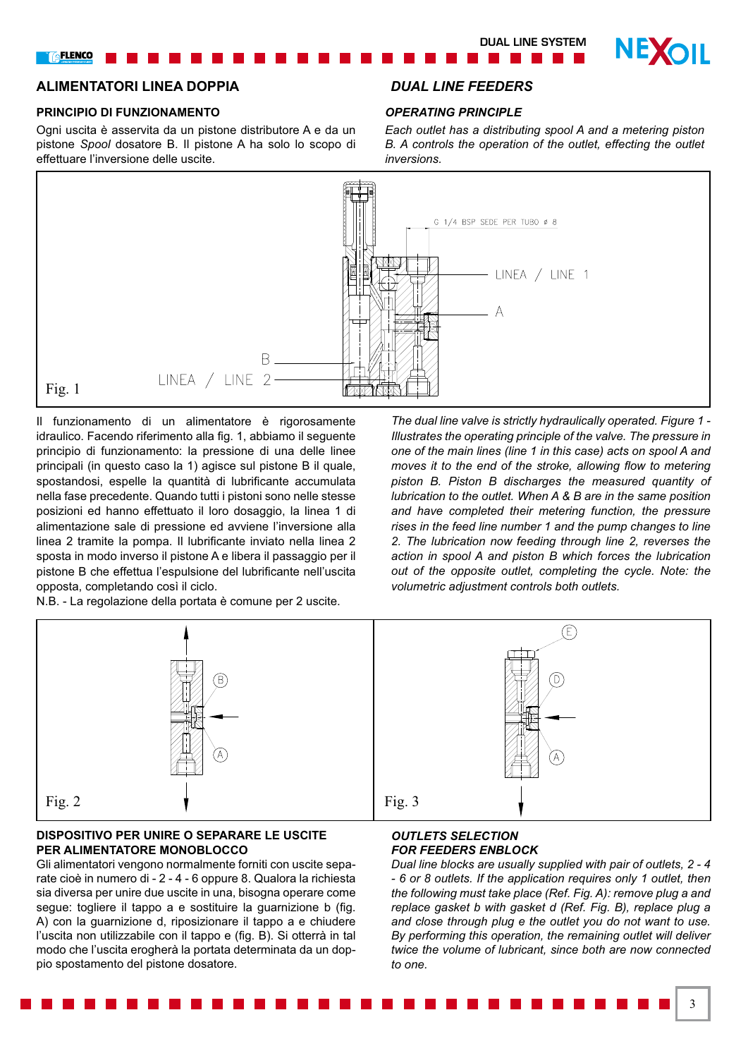## ALIMENTATORI LINEA DOPPIA

### PRINCIPIO DI FUNZIONAMENTO

Ogni uscita è asservita da un pistone distributore A e da un pistone *Spool* dosatore B. Il pistone A ha solo lo scopo di effettuare l'inversione delle uscite.

## *DUAL LINE FEEDERS*

### *OPERATING PRINCIPLE*

*Each outlet has a distributing spool A and a metering piston B. A controls the operation of the outlet, effecting the outlet inversions.*

G 1/4 BSP SEDE PER TUBO ⌀ 8

LINEA / LINE 1

A

B

LINEA / LINE 2

Fig. 1

Il funzionamento di un alimentatore è rigorosamente idraulico. Facendo riferimento alla fig. 1, abbiamo il seguente principio di funzionamento: la pressione di una delle linee principali (in questo caso la 1) agisce sul pistone B il quale, spostandosi, espelle la quantità di lubrificante accumulata nella fase precedente. Quando tutti i pistoni sono nelle stesse posizioni ed hanno effettuato il loro dosaggio, la linea 1 di alimentazione sale di pressione ed avviene l'inversione alla linea 2 tramite la pompa. Il lubrificante inviato nella linea 2 sposta in modo inverso il pistone A e libera il passaggio per il pistone B che effettua l'espulsione del lubrificante nell'uscita opposta, completando così il ciclo.
N.B. - La regolazione della portata è comune per 2 uscite.

*The dual line valve is strictly hydraulically operated. Figure 1 - Illustrates the operating principle of the valve. The pressure in one of the main lines (line 1 in this case) acts on spool A and moves it to the end of the stroke, allowing flow to metering piston B. Piston B discharges the measured quantity of lubrication to the outlet. When A & B are in the same position and have completed their metering function, the pressure rises in the feed line number 1 and the pump changes to line 2. The lubrication now feeding through line 2, reverses the action in spool A and piston B which forces the lubrication out of the opposite outlet, completing the cycle. Note: the volumetric adjustment controls both outlets.*

B

A

Fig. 2

E

D

A

Fig. 3

### DISPOSITIVO PER UNIRE O SEPARARE LE USCITE PER ALIMENTATORE MONOBLOCCO

Gli alimentatori vengono normalmente forniti con uscite separate cioè in numero di - 2 - 4 - 6 oppure 8. Qualora la richiesta sia diversa per unire due uscite in una, bisogna operare come segue: togliere il tappo a e sostituire la guarnizione b (fig. A) con la guarnizione d, riposizionare il tappo a e chiudere l'uscita non utilizzabile con il tappo e (fig. B). Si otterrà in tal modo che l'uscita erogherà la portata determinata da un doppio spostamento del pistone dosatore.

### *OUTLETS SELECTION FOR FEEDERS ENBLOCK*

*Dual line blocks are usually supplied with pair of outlets, 2 - 4 - 6 or 8 outlets. If the application requires only 1 outlet, then the following must take place (Ref. Fig. A): remove plug a and replace gasket b with gasket d (Ref. Fig. B), replace plug a and close through plug e the outlet you do not want to use. By performing this operation, the remaining outlet will deliver twice the volume of lubricant, since both are now connected to one.*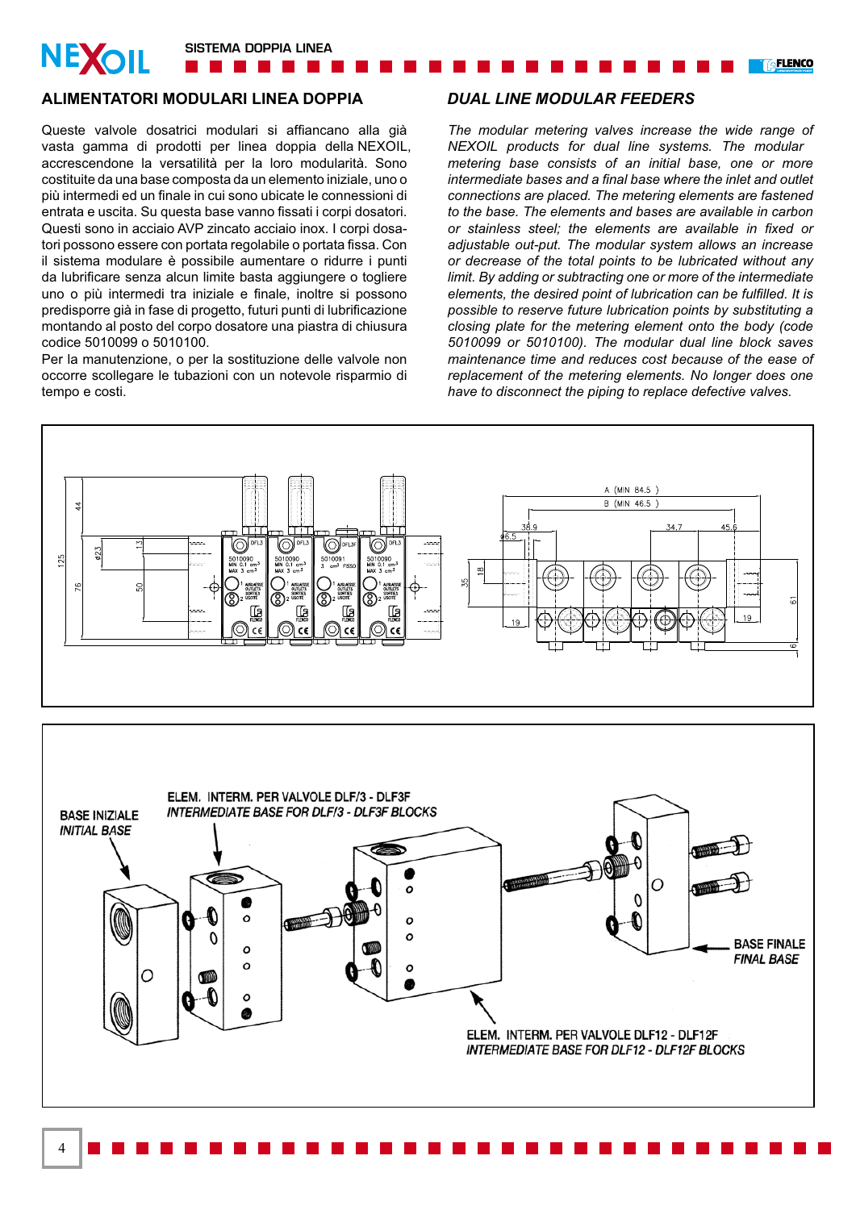## ALIMENTATORI MODULARI LINEA DOPPIA

Queste valvole dosatrici modulari si affiancano alla già vasta gamma di prodotti per linea doppia della NEXOIL, accrescendone la versatilità per la loro modularità. Sono costituite da una base composta da un elemento iniziale, uno o più intermedi ed un finale in cui sono ubicate le connessioni di entrata e uscita. Su questa base vanno fissati i corpi dosatori. Questi sono in acciaio AVP zincato acciaio inox. I corpi dosatori possono essere con portata regolabile o portata fissa. Con il sistema modulare è possibile aumentare o ridurre i punti da lubrificare senza alcun limite basta aggiungere o togliere uno o più intermedi tra iniziale e finale, inoltre si possono predisporre già in fase di progetto, futuri punti di lubrificazione montando al posto del corpo dosatore una piastra di chiusura codice 5010099 o 5010100.

Per la manutenzione, o per la sostituzione delle valvole non occorre scollegare le tubazioni con un notevole risparmio di tempo e costi.

## *DUAL LINE MODULAR FEEDERS*

*The modular metering valves increase the wide range of NEXOIL products for dual line systems. The modular metering base consists of an initial base, one or more intermediate bases and a final base where the inlet and outlet connections are placed. The metering elements are fastened to the base. The elements and bases are available in carbon or stainless steel; the elements are available in fixed or adjustable out-put. The modular system allows an increase or decrease of the total points to be lubricated without any limit. By adding or subtracting one or more of the intermediate elements, the desired point of lubrication can be fulfilled. It is possible to reserve future lubrication points by substituting a closing plate for the metering element onto the body (code 5010099 or 5010100). The modular dual line block saves maintenance time and reduces cost because of the ease of replacement of the metering elements. No longer does one have to disconnect the piping to replace defective valves.*

BASE INIZIALE
*INITIAL BASE*

ELEM. INTERM. PER VALVOLE DLF/3 - DLF3F
*INTERMEDIATE BASE FOR DLF/3 - DLF3F BLOCKS*

BASE FINALE
*FINAL BASE*

ELEM. INTERM. PER VALVOLE DLF12 - DLF12F
*INTERMEDIATE BASE FOR DLF12 - DLF12F BLOCKS*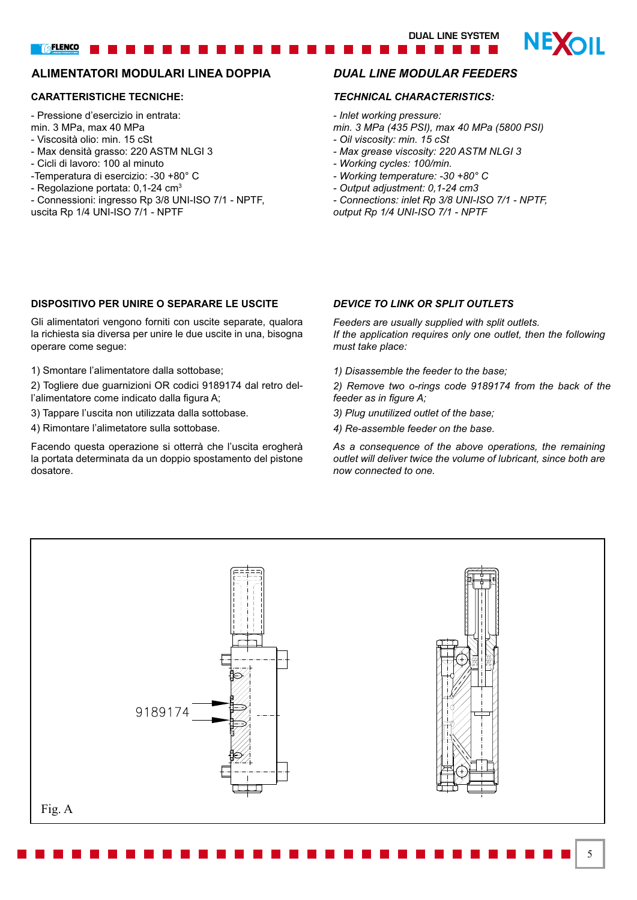## ALIMENTATORI MODULARI LINEA DOPPIA

### CARATTERISTICHE TECNICHE:

- Pressione d'esercizio in entrata:
min. 3 MPa, max 40 MPa
- Viscosità olio: min. 15 cSt
- Max densità grasso: 220 ASTM NLGI 3
- Cicli di lavoro: 100 al minuto
-Temperatura di esercizio: -30 +80° C
- Regolazione portata: 0,1-24 $cm^3$
- Connessioni: ingresso Rp 3/8 UNI-ISO 7/1 - NPTF,
uscita Rp 1/4 UNI-ISO 7/1 - NPTF

### DISPOSITIVO PER UNIRE O SEPARARE LE USCITE

Gli alimentatori vengono forniti con uscite separate, qualora la richiesta sia diversa per unire le due uscite in una, bisogna operare come segue:

1) Smontare l'alimentatore dalla sottobase;

2) Togliere due guarnizioni OR codici 9189174 dal retro dell'alimentatore come indicato dalla figura A;

3) Tappare l'uscita non utilizzata dalla sottobase.

4) Rimontare l'alimetatore sulla sottobase.

Facendo questa operazione si otterrà che l'uscita erogherà la portata determinata da un doppio spostamento del pistone dosatore.

## *DUAL LINE MODULAR FEEDERS*

### *TECHNICAL CHARACTERISTICS:*

*- Inlet working pressure:*
*min. 3 MPa (435 PSI), max 40 MPa (5800 PSI)*
*- Oil viscosity: min. 15 cSt*
*- Max grease viscosity: 220 ASTM NLGI 3*
*- Working cycles: 100/min.*
*- Working temperature: -30 +80° C*
*- Output adjustment: 0,1-24 cm3*
*- Connections: inlet Rp 3/8 UNI-ISO 7/1 - NPTF,*
*output Rp 1/4 UNI-ISO 7/1 - NPTF*

### *DEVICE TO LINK OR SPLIT OUTLETS*

*Feeders are usually supplied with split outlets.*
*If the application requires only one outlet, then the following must take place:*

*1) Disassemble the feeder to the base;*

*2) Remove two o-rings code 9189174 from the back of the feeder as in figure A;*

*3) Plug unutilized outlet of the base;*

*4) Re-assemble feeder on the base.*

*As a consequence of the above operations, the remaining outlet will deliver twice the volume of lubricant, since both are now connected to one.*

9189174

Fig. A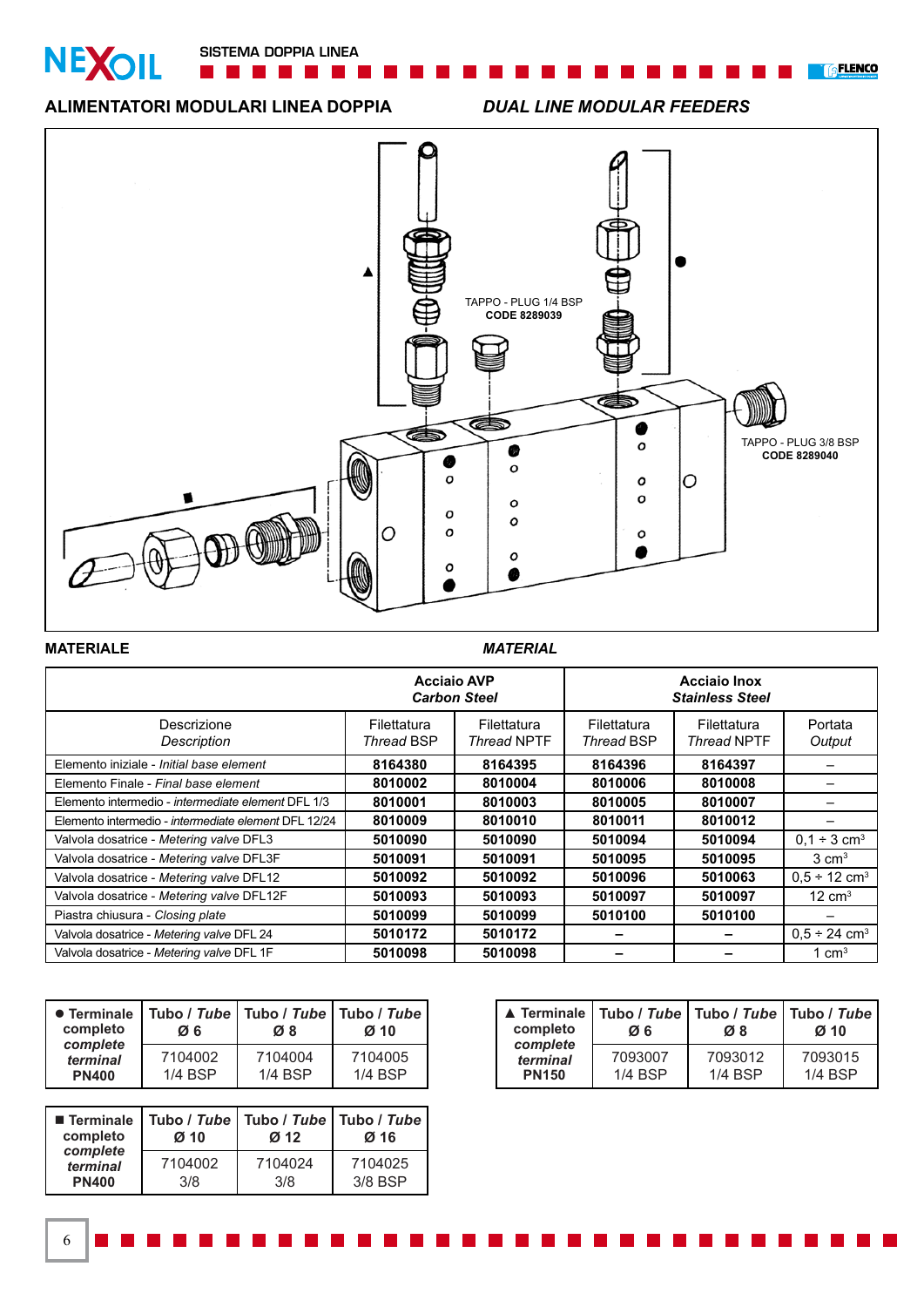## ALIMENTATORI MODULARI LINEA DOPPIA

## *DUAL LINE MODULAR FEEDERS*

TAPPO - PLUG 1/4 BSP
**CODE 8289039**

TAPPO - PLUG 3/8 BSP
**CODE 8289040**

### MATERIALE

### *MATERIAL*

| | Acciaio AVP *Carbon Steel* | | Acciaio Inox *Stainless Steel* | | |
|---|---|---|---|---|---|
| Descrizione *Description* | Filettatura *Thread BSP* | Filettatura *Thread NPTF* | Filettatura *Thread BSP* | Filettatura *Thread NPTF* | Portata *Output* |
| Elemento iniziale - *Initial base element* | **8164380** | **8164395** | **8164396** | **8164397** | – |
| Elemento Finale - *Final base element* | **8010002** | **8010004** | **8010006** | **8010008** | – |
| Elemento intermedio - *intermediate element* DFL 1/3 | **8010001** | **8010003** | **8010005** | **8010007** | – |
| Elemento intermedio - *intermediate element* DFL 12/24 | **8010009** | **8010010** | **8010011** | **8010012** | – |
| Valvola dosatrice - *Metering valve* DFL3 | **5010090** | **5010090** | **5010094** | **5010094** | 0,1 ÷ 3 cm³ |
| Valvola dosatrice - *Metering valve* DFL3F | **5010091** | **5010091** | **5010095** | **5010095** | 3 cm³ |
| Valvola dosatrice - *Metering valve* DFL12 | **5010092** | **5010092** | **5010096** | **5010063** | 0,5 ÷ 12 cm³ |
| Valvola dosatrice - *Metering valve* DFL12F | **5010093** | **5010093** | **5010097** | **5010097** | 12 cm³ |
| Piastra chiusura - *Closing plate* | **5010099** | **5010099** | **5010100** | **5010100** | – |
| Valvola dosatrice - *Metering valve* DFL 24 | **5010172** | **5010172** | – | – | 0,5 ÷ 24 cm³ |
| Valvola dosatrice - *Metering valve* DFL 1F | **5010098** | **5010098** | – | – | 1 cm³ |

| ● **Terminale completo** ***complete terminal*** **PN400** | Tubo / *Tube* **Ø 6** | Tubo / *Tube* **Ø 8** | Tubo / *Tube* **Ø 10** |
|---|---|---|---|
| | 7104002 1/4 BSP | 7104004 1/4 BSP | 7104005 1/4 BSP |

| ▲ **Terminale completo** ***complete terminal*** **PN150** | Tubo / *Tube* **Ø 6** | Tubo / *Tube* **Ø 8** | Tubo / *Tube* **Ø 10** |
|---|---|---|---|
| | 7093007 1/4 BSP | 7093012 1/4 BSP | 7093015 1/4 BSP |

| ■ **Terminale completo** ***complete terminal*** **PN400** | Tubo / *Tube* **Ø 10** | Tubo / *Tube* **Ø 12** | Tubo / *Tube* **Ø 16** |
|---|---|---|---|
| | 7104002 3/8 | 7104024 3/8 | 7104025 3/8 BSP |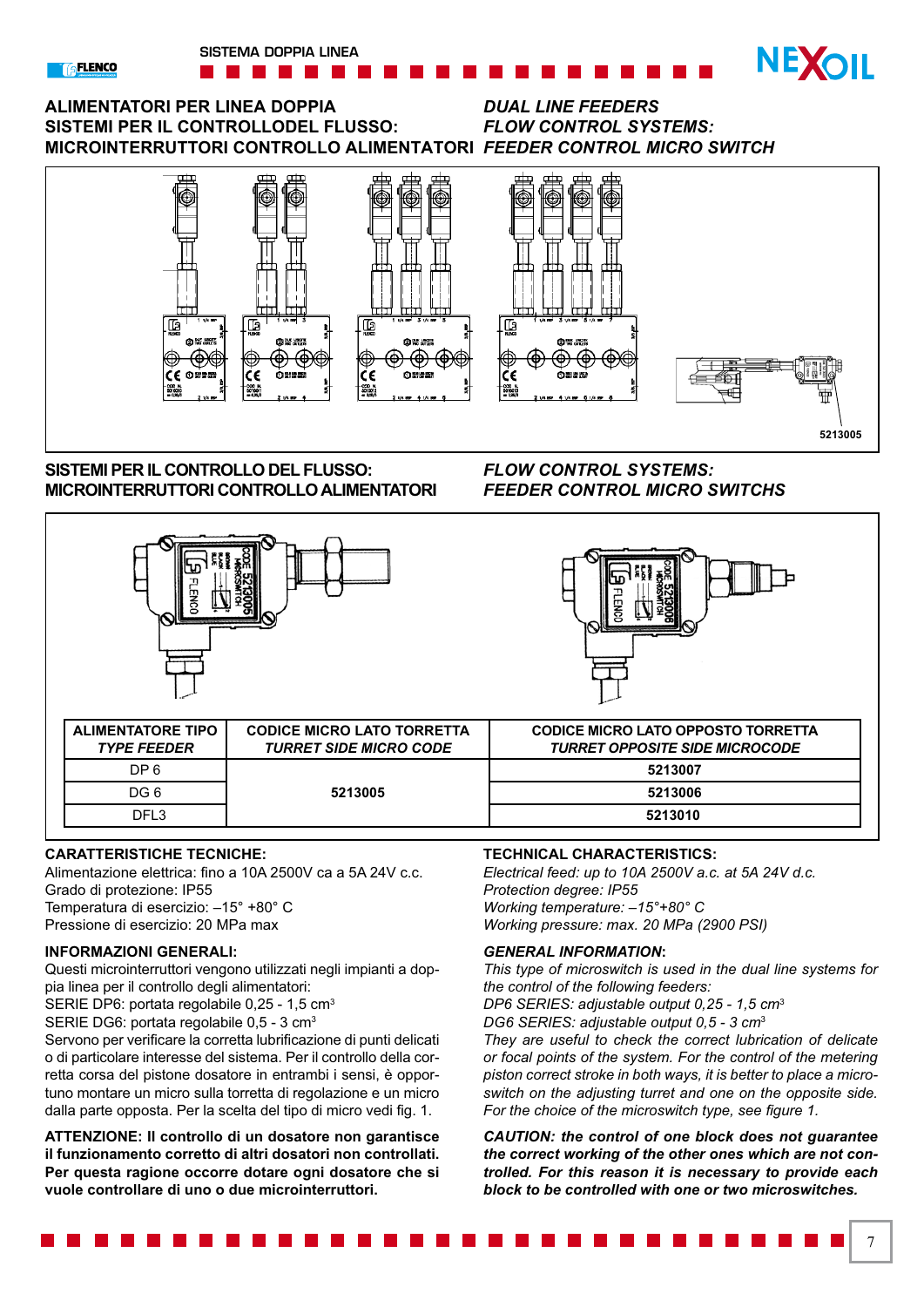## ALIMENTATORI PER LINEA DOPPIA
## SISTEMI PER IL CONTROLLODEL FLUSSO:
## MICROINTERRUTTORI CONTROLLO ALIMENTATORI

## *DUAL LINE FEEDERS*
## *FLOW CONTROL SYSTEMS:*
## *FEEDER CONTROL MICRO SWITCH*

5213005

## SISTEMI PER IL CONTROLLO DEL FLUSSO: MICROINTERRUTTORI CONTROLLO ALIMENTATORI

## *FLOW CONTROL SYSTEMS: FEEDER CONTROL MICRO SWITCHS*

| ALIMENTATORE TIPO *TYPE FEEDER* | CODICE MICRO LATO TORRETTA *TURRET SIDE MICRO CODE* | CODICE MICRO LATO OPPOSTO TORRETTA *TURRET OPPOSITE SIDE MICROCODE* |
|---|---|---|
| DP 6 | 5213005 | **5213007** |
| DG 6 | | **5213006** |
| DFL3 | | **5213010** |

### CARATTERISTICHE TECNICHE:

Alimentazione elettrica: fino a 10A 2500V ca a 5A 24V c.c.
Grado di protezione: IP55
Temperatura di esercizio: –15° +80° C
Pressione di esercizio: 20 MPa max

### INFORMAZIONI GENERALI:

Questi microinterruttori vengono utilizzati negli impianti a doppia linea per il controllo degli alimentatori:
SERIE DP6: portata regolabile 0,25 - 1,5 cm³
SERIE DG6: portata regolabile 0,5 - 3 cm³
Servono per verificare la corretta lubrificazione di punti delicati o di particolare interesse del sistema. Per il controllo della corretta corsa del pistone dosatore in entrambi i sensi, è opportuno montare un micro sulla torretta di regolazione e un micro dalla parte opposta. Per la scelta del tipo di micro vedi fig. 1.

**ATTENZIONE: Il controllo di un dosatore non garantisce il funzionamento corretto di altri dosatori non controllati. Per questa ragione occorre dotare ogni dosatore che si vuole controllare di uno o due microinterruttori.**

### TECHNICAL CHARACTERISTICS:

*Electrical feed: up to 10A 2500V a.c. at 5A 24V d.c.*
*Protection degree: IP55*
*Working temperature: –15°+80° C*
*Working pressure: max. 20 MPa (2900 PSI)*

### *GENERAL INFORMATION*:

*This type of microswitch is used in the dual line systems for the control of the following feeders:*
*DP6 SERIES: adjustable output 0,25 - 1,5 cm³*
*DG6 SERIES: adjustable output 0,5 - 3 cm³*
*They are useful to check the correct lubrication of delicate or focal points of the system. For the control of the metering piston correct stroke in both ways, it is better to place a microswitch on the adjusting turret and one on the opposite side. For the choice of the microswitch type, see figure 1.*

***CAUTION: the control of one block does not guarantee the correct working of the other ones which are not controlled. For this reason it is necessary to provide each block to be controlled with one or two microswitches.***